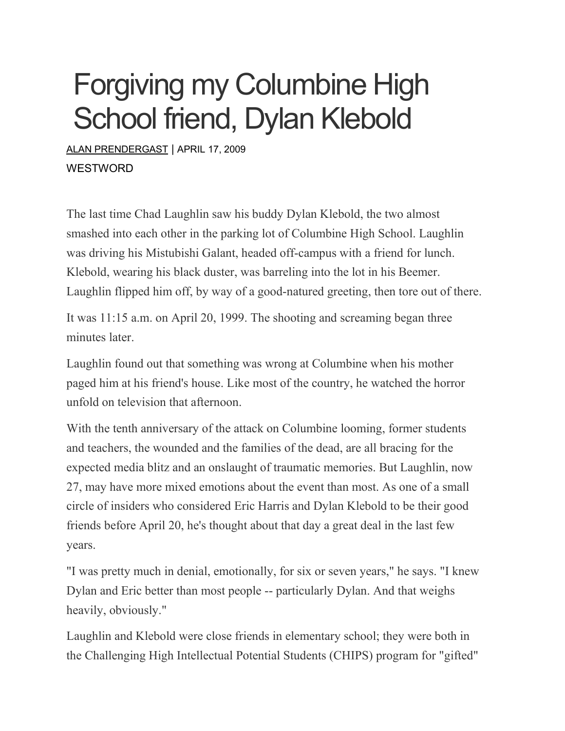# Forgiving my Columbine High School friend, Dylan Klebold

ALAN PRENDERGAST | APRIL 17, 2009

WESTWORD

The last time Chad Laughlin saw his buddy Dylan Klebold, the two almost smashed into each other in the parking lot of Columbine High School. Laughlin was driving his Mistubishi Galant, headed off-campus with a friend for lunch. Klebold, wearing his black duster, was barreling into the lot in his Beemer. Laughlin flipped him off, by way of a good-natured greeting, then tore out of there.

It was 11:15 a.m. on April 20, 1999. The shooting and screaming began three minutes later.

Laughlin found out that something was wrong at Columbine when his mother paged him at his friend's house. Like most of the country, he watched the horror unfold on television that afternoon.

With the tenth anniversary of the attack on Columbine looming, former students and teachers, the wounded and the families of the dead, are all bracing for the expected media blitz and an onslaught of traumatic memories. But Laughlin, now 27, may have more mixed emotions about the event than most. As one of a small circle of insiders who considered Eric Harris and Dylan Klebold to be their good friends before April 20, he's thought about that day a great deal in the last few years.

"I was pretty much in denial, emotionally, for six or seven years," he says. "I knew Dylan and Eric better than most people -- particularly Dylan. And that weighs heavily, obviously."

Laughlin and Klebold were close friends in elementary school; they were both in the Challenging High Intellectual Potential Students (CHIPS) program for "gifted"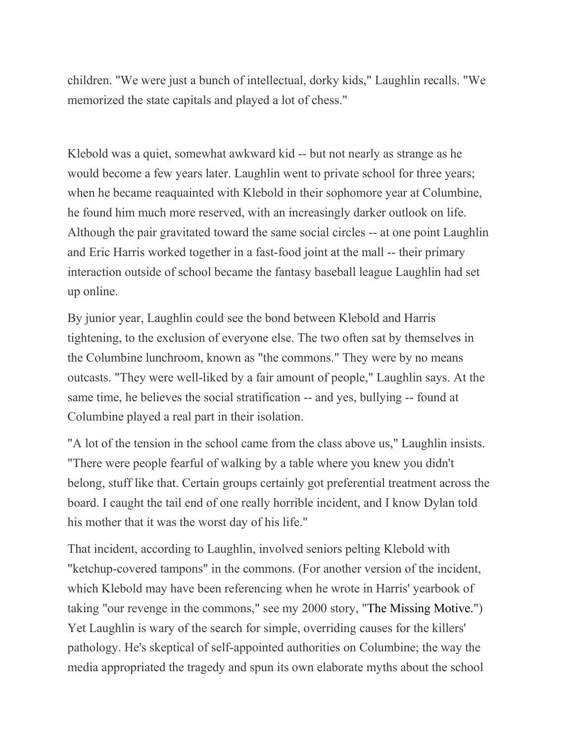children. "We were just a bunch of intellectual, dorky kids," Laughlin recalls. "We memorized the state capitals and played a lot of chess."

Klebold was a quiet, somewhat awkward kid -- but not nearly as strange as he would become a few years later. Laughlin went to private school for three years; when he became reaquainted with Klebold in their sophomore year at Columbine, he found him much more reserved, with an increasingly darker outlook on life. Although the pair gravitated toward the same social circles -- at one point Laughlin and Eric Harris worked together in a fast-food joint at the mall -- their primary interaction outside of school became the fantasy baseball league Laughlin had set up online.

By junior year, Laughlin could see the bond between Klebold and Harris tightening, to the exclusion of everyone else. The two often sat by themselves in the Columbine lunchroom, known as "the commons." They were by no means outcasts. "They were well-liked by a fair amount of people," Laughlin says. At the same time, he believes the social stratification -- and yes, bullying -- found at Columbine played a real part in their isolation.

"A lot of the tension in the school came from the class above us," Laughlin insists. "There were people fearful of walking by a table where you knew you didn't belong, stuff like that. Certain groups certainly got preferential treatment across the board. I caught the tail end of one really horrible incident, and I know Dylan told his mother that it was the worst day of his life."

That incident, according to Laughlin, involved seniors pelting Klebold with "ketchup-covered tampons" in the commons. (For another version of the incident, which Klebold may have been referencing when he wrote in Harris' yearbook of taking "our revenge in the commons," see my 2000 story, "The Missing Motive.") Yet Laughlin is wary of the search for simple, overriding causes for the killers' pathology. He's skeptical of self-appointed authorities on Columbine; the way the media appropriated the tragedy and spun its own elaborate myths about the school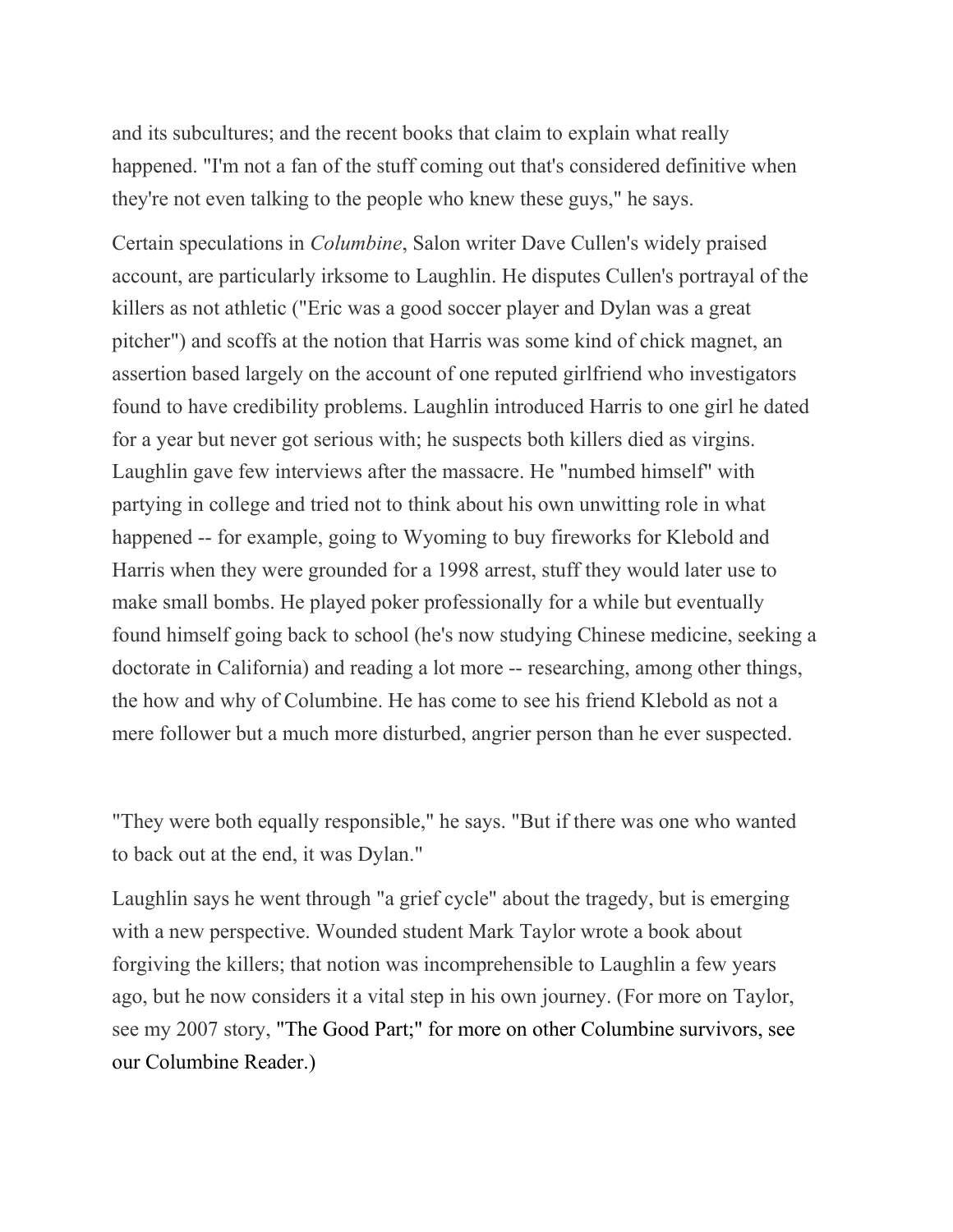and its subcultures; and the recent books that claim to explain what really happened. "I'm not a fan of the stuff coming out that's considered definitive when they're not even talking to the people who knew these guys," he says.

Certain speculations in *Columbine*, Salon writer Dave Cullen's widely praised account, are particularly irksome to Laughlin. He disputes Cullen's portrayal of the killers as not athletic ("Eric was a good soccer player and Dylan was a great pitcher") and scoffs at the notion that Harris was some kind of chick magnet, an assertion based largely on the account of one reputed girlfriend who investigators found to have credibility problems. Laughlin introduced Harris to one girl he dated for a year but never got serious with; he suspects both killers died as virgins. Laughlin gave few interviews after the massacre. He "numbed himself" with partying in college and tried not to think about his own unwitting role in what happened -- for example, going to Wyoming to buy fireworks for Klebold and Harris when they were grounded for a 1998 arrest, stuff they would later use to make small bombs. He played poker professionally for a while but eventually found himself going back to school (he's now studying Chinese medicine, seeking a doctorate in California) and reading a lot more -- researching, among other things, the how and why of Columbine. He has come to see his friend Klebold as not a mere follower but a much more disturbed, angrier person than he ever suspected.

"They were both equally responsible," he says. "But if there was one who wanted to back out at the end, it was Dylan."

Laughlin says he went through "a grief cycle" about the tragedy, but is emerging with a new perspective. Wounded student Mark Taylor wrote a book about forgiving the killers; that notion was incomprehensible to Laughlin a few years ago, but he now considers it a vital step in his own journey. (For more on Taylor, see my 2007 story, "The Good Part;" for more on other Columbine survivors, see our Columbine Reader.)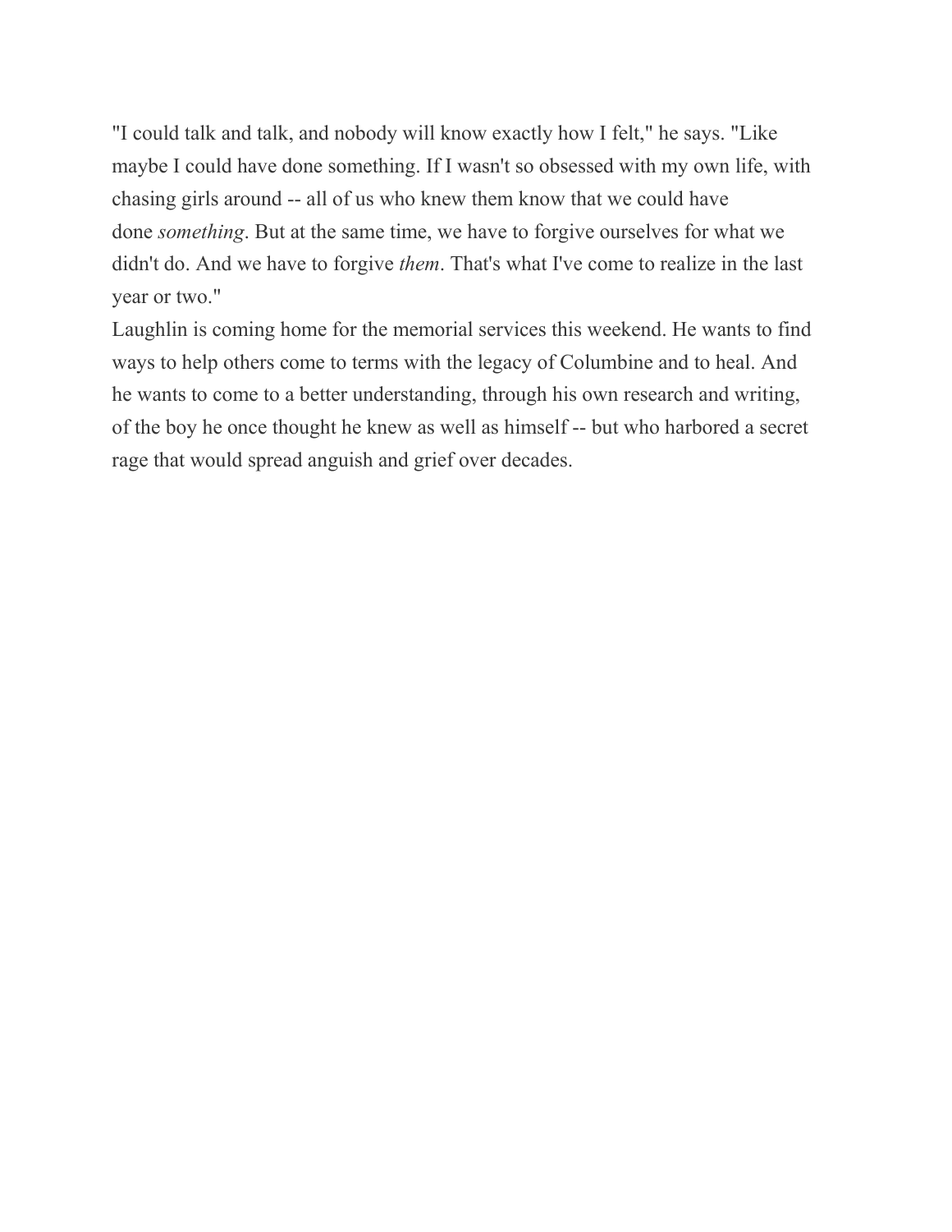"I could talk and talk, and nobody will know exactly how I felt," he says. "Like maybe I could have done something. If I wasn't so obsessed with my own life, with chasing girls around -- all of us who knew them know that we could have done *something*. But at the same time, we have to forgive ourselves for what we didn't do. And we have to forgive *them*. That's what I've come to realize in the last year or two."

Laughlin is coming home for the memorial services this weekend. He wants to find ways to help others come to terms with the legacy of Columbine and to heal. And he wants to come to a better understanding, through his own research and writing, of the boy he once thought he knew as well as himself -- but who harbored a secret rage that would spread anguish and grief over decades.